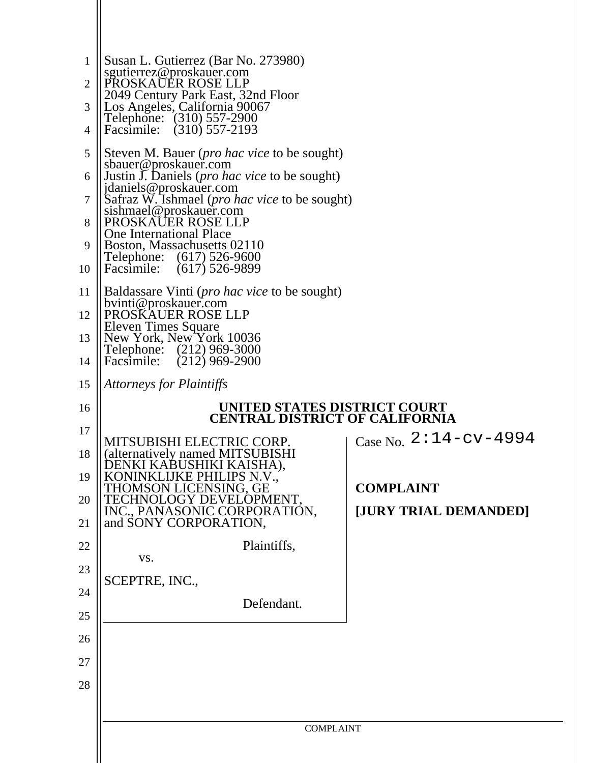Susan L. Gutierrez (Bar No. 273980)
sgutierrez@proskauer.com
PROSKAUER ROSE LLP
2049 Century Park East, 32nd Floor
Los Angeles, California 90067
Telephone: (310) 557-2900
Facsimile: (310) 557-2193

Steven M. Bauer (*pro hac vice* to be sought)
sbauer@proskauer.com
Justin J. Daniels (*pro hac vice* to be sought)
jdaniels@proskauer.com
Safraz W. Ishmael (*pro hac vice* to be sought)
sishmael@proskauer.com
PROSKAUER ROSE LLP
One International Place
Boston, Massachusetts 02110
Telephone: (617) 526-9600
Facsimile: (617) 526-9899

Baldassare Vinti (*pro hac vice* to be sought)
bvinti@proskauer.com
PROSKAUER ROSE LLP
Eleven Times Square
New York, New York 10036
Telephone: (212) 969-3000
Facsimile: (212) 969-2900

*Attorneys for Plaintiffs*

**UNITED STATES DISTRICT COURT**
**CENTRAL DISTRICT OF CALIFORNIA**

MITSUBISHI ELECTRIC CORP. (alternatively named MITSUBISHI DENKI KABUSHIKI KAISHA), KONINKLIJKE PHILIPS N.V., THOMSON LICENSING, GE TECHNOLOGY DEVELOPMENT, INC., PANASONIC CORPORATION, and SONY CORPORATION,

Plaintiffs,

vs.

SCEPTRE, INC.,

Defendant.

Case No. 2:14-cv-4994

**COMPLAINT**

**[JURY TRIAL DEMANDED]**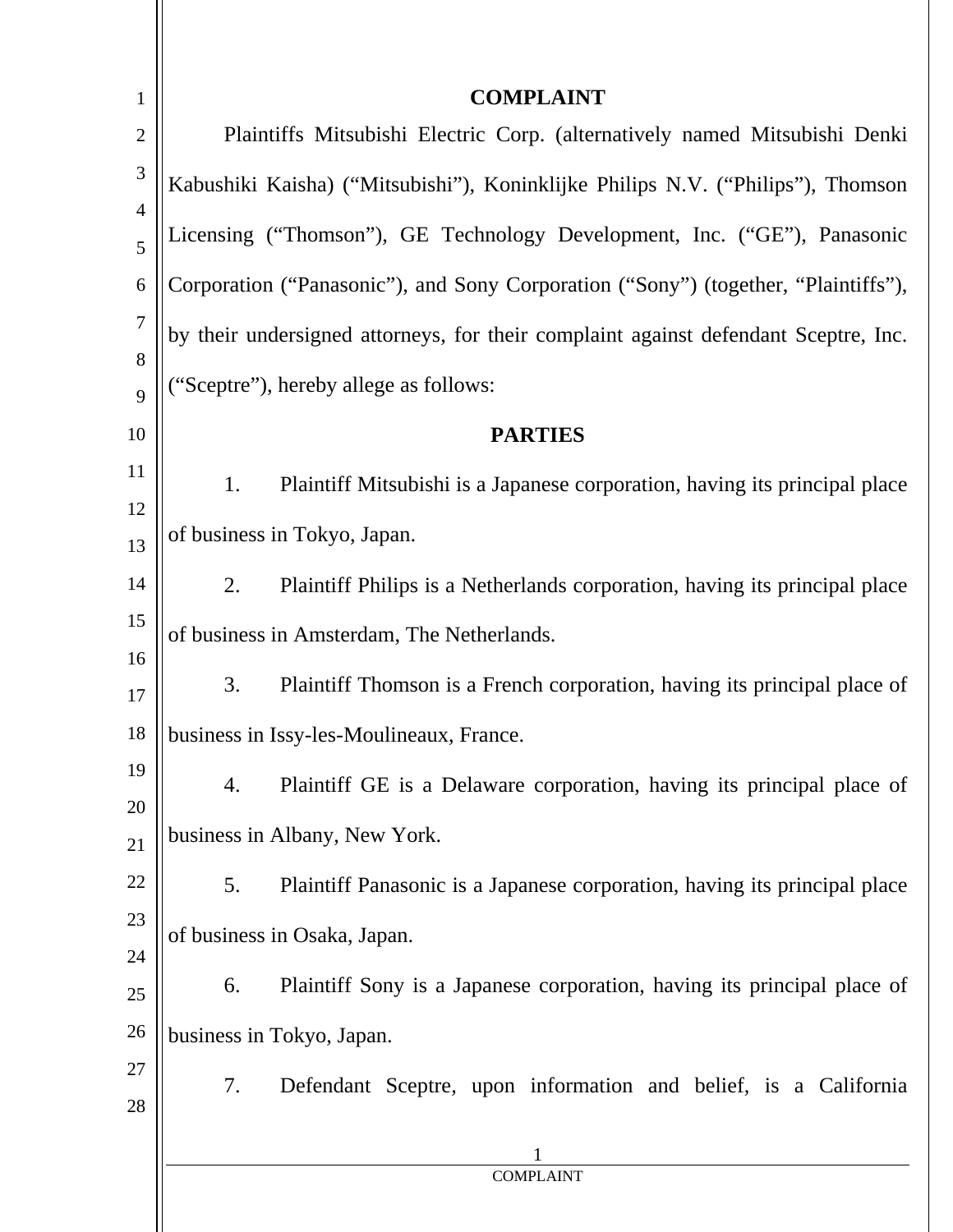# COMPLAINT

Plaintiffs Mitsubishi Electric Corp. (alternatively named Mitsubishi Denki Kabushiki Kaisha) ("Mitsubishi"), Koninklijke Philips N.V. ("Philips"), Thomson Licensing ("Thomson"), GE Technology Development, Inc. ("GE"), Panasonic Corporation ("Panasonic"), and Sony Corporation ("Sony") (together, "Plaintiffs"), by their undersigned attorneys, for their complaint against defendant Sceptre, Inc. ("Sceptre"), hereby allege as follows:

## PARTIES

1. Plaintiff Mitsubishi is a Japanese corporation, having its principal place of business in Tokyo, Japan.

2. Plaintiff Philips is a Netherlands corporation, having its principal place of business in Amsterdam, The Netherlands.

3. Plaintiff Thomson is a French corporation, having its principal place of business in Issy-les-Moulineaux, France.

4. Plaintiff GE is a Delaware corporation, having its principal place of business in Albany, New York.

5. Plaintiff Panasonic is a Japanese corporation, having its principal place of business in Osaka, Japan.

6. Plaintiff Sony is a Japanese corporation, having its principal place of business in Tokyo, Japan.

7. Defendant Sceptre, upon information and belief, is a California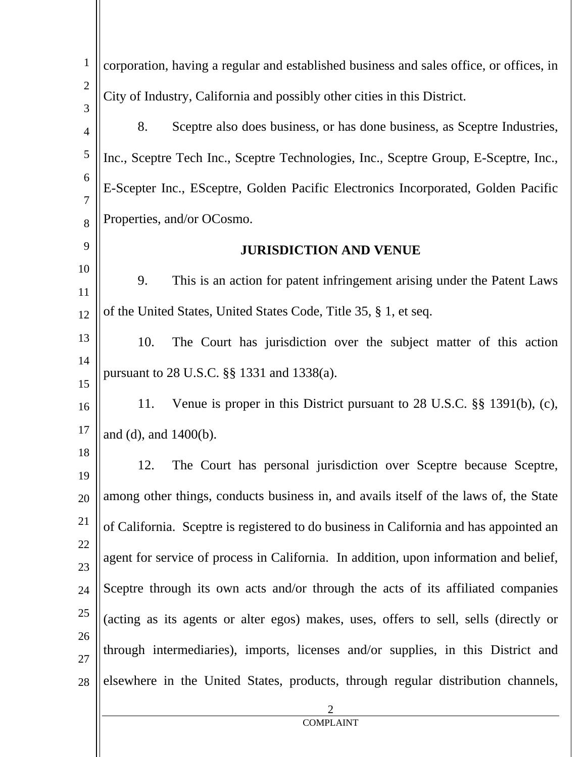corporation, having a regular and established business and sales office, or offices, in City of Industry, California and possibly other cities in this District.

8. Sceptre also does business, or has done business, as Sceptre Industries, Inc., Sceptre Tech Inc., Sceptre Technologies, Inc., Sceptre Group, E-Sceptre, Inc., E-Scepter Inc., ESceptre, Golden Pacific Electronics Incorporated, Golden Pacific Properties, and/or OCosmo.

**JURISDICTION AND VENUE**

9. This is an action for patent infringement arising under the Patent Laws of the United States, United States Code, Title 35, § 1, et seq.

10. The Court has jurisdiction over the subject matter of this action pursuant to 28 U.S.C. §§ 1331 and 1338(a).

11. Venue is proper in this District pursuant to 28 U.S.C. §§ 1391(b), (c), and (d), and 1400(b).

12. The Court has personal jurisdiction over Sceptre because Sceptre, among other things, conducts business in, and avails itself of the laws of, the State of California. Sceptre is registered to do business in California and has appointed an agent for service of process in California. In addition, upon information and belief, Sceptre through its own acts and/or through the acts of its affiliated companies (acting as its agents or alter egos) makes, uses, offers to sell, sells (directly or through intermediaries), imports, licenses and/or supplies, in this District and elsewhere in the United States, products, through regular distribution channels,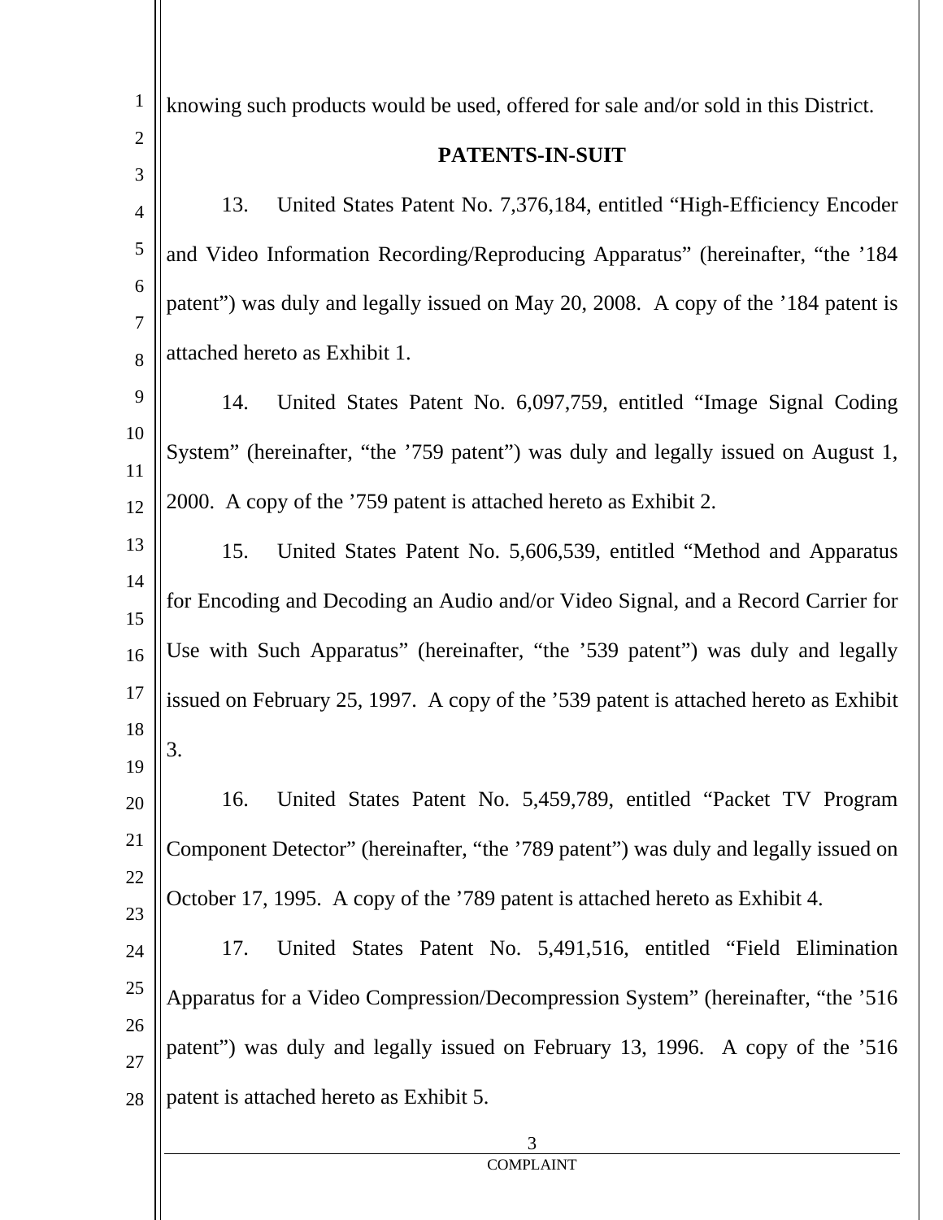knowing such products would be used, offered for sale and/or sold in this District.

## PATENTS-IN-SUIT

13. United States Patent No. 7,376,184, entitled "High-Efficiency Encoder and Video Information Recording/Reproducing Apparatus" (hereinafter, "the '184 patent") was duly and legally issued on May 20, 2008. A copy of the '184 patent is attached hereto as Exhibit 1.

14. United States Patent No. 6,097,759, entitled "Image Signal Coding System" (hereinafter, "the '759 patent") was duly and legally issued on August 1, 2000. A copy of the '759 patent is attached hereto as Exhibit 2.

15. United States Patent No. 5,606,539, entitled "Method and Apparatus for Encoding and Decoding an Audio and/or Video Signal, and a Record Carrier for Use with Such Apparatus" (hereinafter, "the '539 patent") was duly and legally issued on February 25, 1997. A copy of the '539 patent is attached hereto as Exhibit 3.

16. United States Patent No. 5,459,789, entitled "Packet TV Program Component Detector" (hereinafter, "the '789 patent") was duly and legally issued on October 17, 1995. A copy of the '789 patent is attached hereto as Exhibit 4.

17. United States Patent No. 5,491,516, entitled "Field Elimination Apparatus for a Video Compression/Decompression System" (hereinafter, "the '516 patent") was duly and legally issued on February 13, 1996. A copy of the '516 patent is attached hereto as Exhibit 5.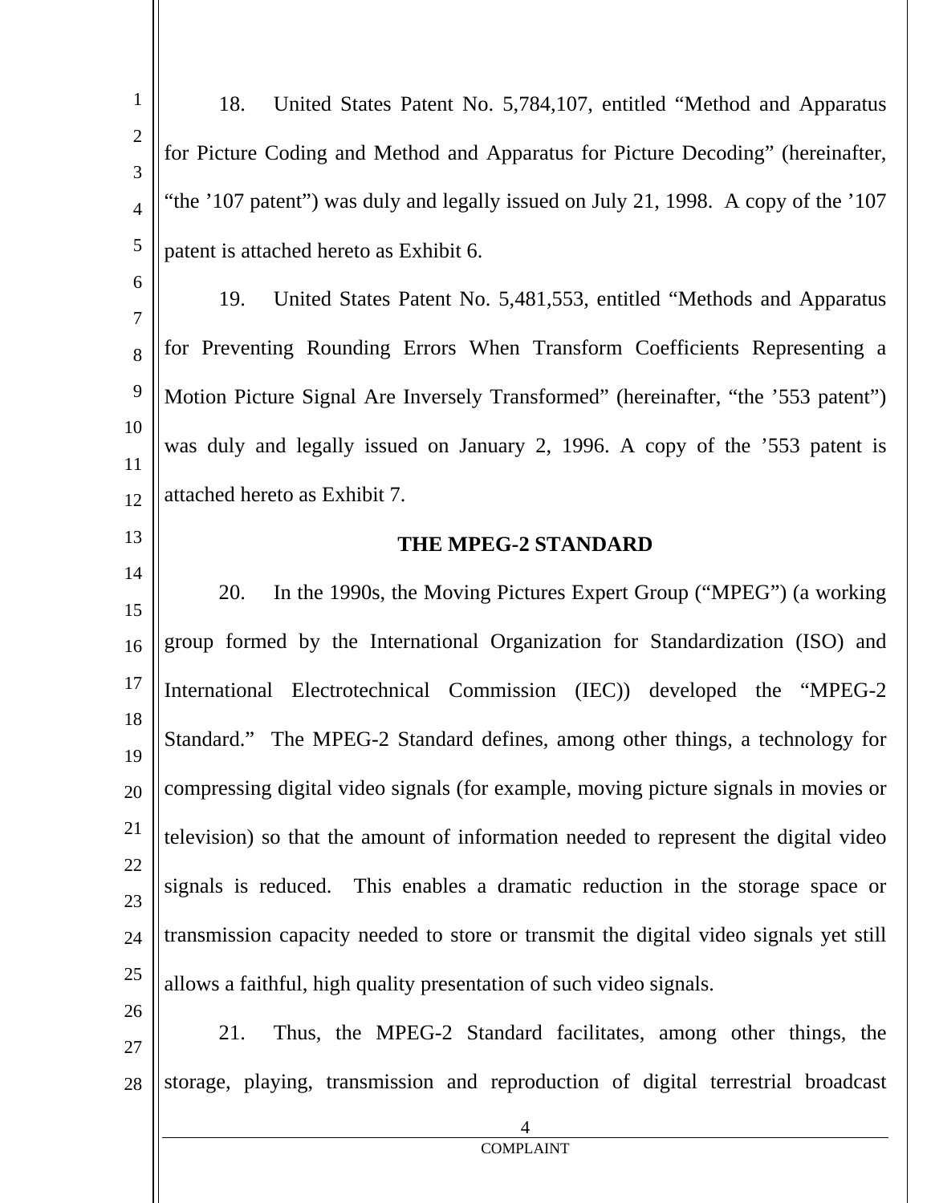18. United States Patent No. 5,784,107, entitled "Method and Apparatus for Picture Coding and Method and Apparatus for Picture Decoding" (hereinafter, "the '107 patent") was duly and legally issued on July 21, 1998. A copy of the '107 patent is attached hereto as Exhibit 6.

19. United States Patent No. 5,481,553, entitled "Methods and Apparatus for Preventing Rounding Errors When Transform Coefficients Representing a Motion Picture Signal Are Inversely Transformed" (hereinafter, "the '553 patent") was duly and legally issued on January 2, 1996. A copy of the '553 patent is attached hereto as Exhibit 7.

## THE MPEG-2 STANDARD

20. In the 1990s, the Moving Pictures Expert Group ("MPEG") (a working group formed by the International Organization for Standardization (ISO) and International Electrotechnical Commission (IEC)) developed the "MPEG-2 Standard." The MPEG-2 Standard defines, among other things, a technology for compressing digital video signals (for example, moving picture signals in movies or television) so that the amount of information needed to represent the digital video signals is reduced. This enables a dramatic reduction in the storage space or transmission capacity needed to store or transmit the digital video signals yet still allows a faithful, high quality presentation of such video signals.

21. Thus, the MPEG-2 Standard facilitates, among other things, the storage, playing, transmission and reproduction of digital terrestrial broadcast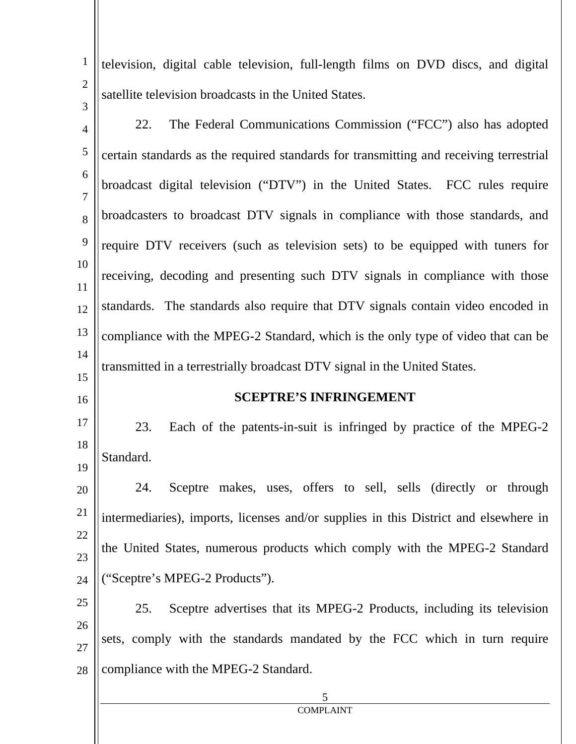television, digital cable television, full-length films on DVD discs, and digital satellite television broadcasts in the United States.

22. The Federal Communications Commission ("FCC") also has adopted certain standards as the required standards for transmitting and receiving terrestrial broadcast digital television ("DTV") in the United States. FCC rules require broadcasters to broadcast DTV signals in compliance with those standards, and require DTV receivers (such as television sets) to be equipped with tuners for receiving, decoding and presenting such DTV signals in compliance with those standards. The standards also require that DTV signals contain video encoded in compliance with the MPEG-2 Standard, which is the only type of video that can be transmitted in a terrestrially broadcast DTV signal in the United States.

## SCEPTRE'S INFRINGEMENT

23. Each of the patents-in-suit is infringed by practice of the MPEG-2 Standard.

24. Sceptre makes, uses, offers to sell, sells (directly or through intermediaries), imports, licenses and/or supplies in this District and elsewhere in the United States, numerous products which comply with the MPEG-2 Standard ("Sceptre's MPEG-2 Products").

25. Sceptre advertises that its MPEG-2 Products, including its television sets, comply with the standards mandated by the FCC which in turn require compliance with the MPEG-2 Standard.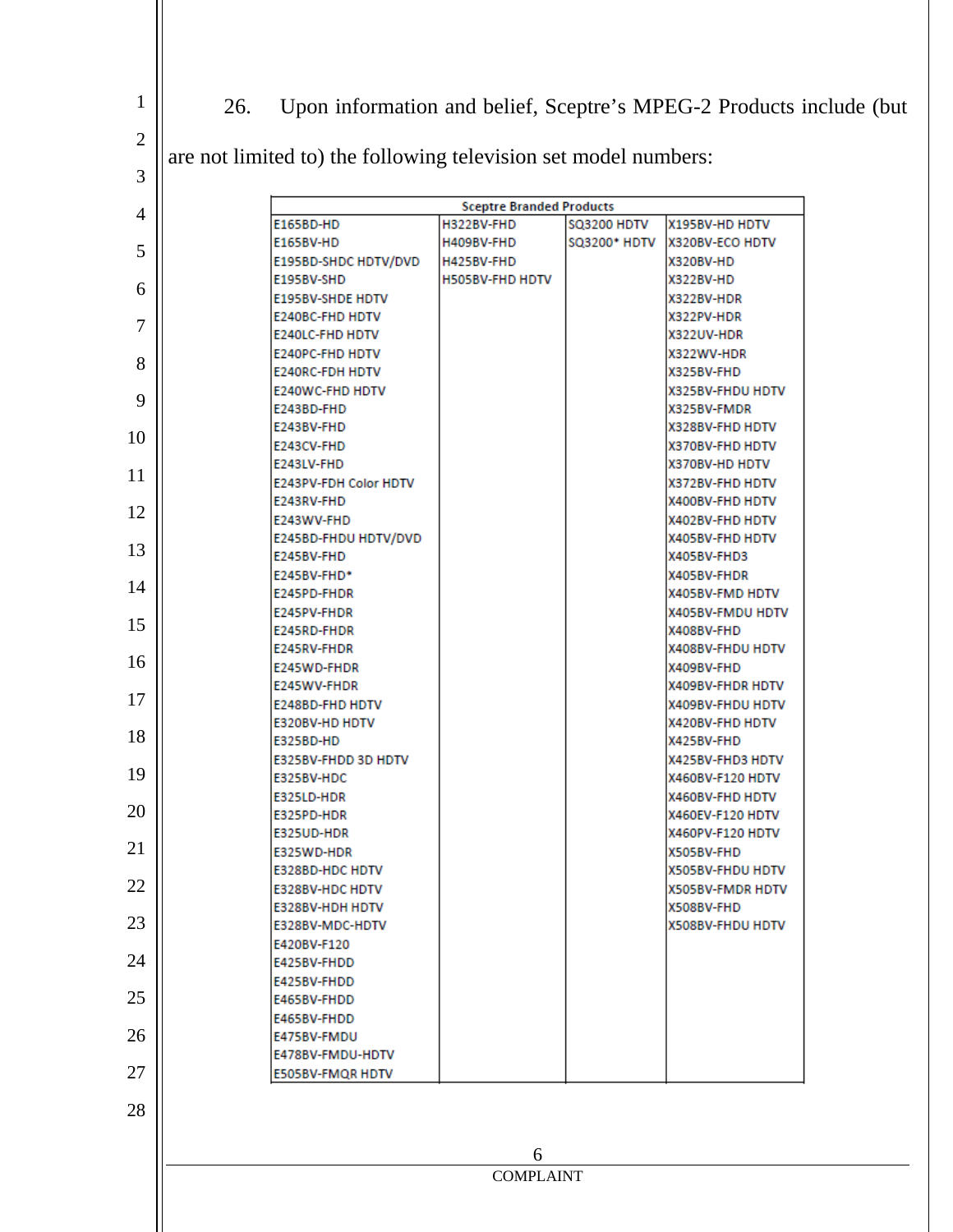26. Upon information and belief, Sceptre's MPEG-2 Products include (but are not limited to) the following television set model numbers:

| Sceptre Branded Products | | | |
|---|---|---|---|
| E165BD-HD | H322BV-FHD | SQ3200 HDTV | X195BV-HD HDTV |
| E165BV-HD | H409BV-FHD | SQ3200* HDTV | X320BV-ECO HDTV |
| E195BD-SHDC HDTV/DVD | H425BV-FHD | | X320BV-HD |
| E195BV-SHD | H505BV-FHD HDTV | | X322BV-HD |
| E195BV-SHDE HDTV | | | X322BV-HDR |
| E240BC-FHD HDTV | | | X322PV-HDR |
| E240LC-FHD HDTV | | | X322UV-HDR |
| E240PC-FHD HDTV | | | X322WV-HDR |
| E240RC-FDH HDTV | | | X325BV-FHD |
| E240WC-FHD HDTV | | | X325BV-FHDU HDTV |
| E243BD-FHD | | | X325BV-FMDR |
| E243BV-FHD | | | X328BV-FHD HDTV |
| E243CV-FHD | | | X370BV-FHD HDTV |
| E243LV-FHD | | | X370BV-HD HDTV |
| E243PV-FDH Color HDTV | | | X372BV-FHD HDTV |
| E243RV-FHD | | | X400BV-FHD HDTV |
| E243WV-FHD | | | X402BV-FHD HDTV |
| E245BD-FHDU HDTV/DVD | | | X405BV-FHD HDTV |
| E245BV-FHD | | | X405BV-FHD3 |
| E245BV-FHD* | | | X405BV-FHDR |
| E245PD-FHDR | | | X405BV-FMD HDTV |
| E245PV-FHDR | | | X405BV-FMDU HDTV |
| E245RD-FHDR | | | X408BV-FHD |
| E245RV-FHDR | | | X408BV-FHDU HDTV |
| E245WD-FHDR | | | X409BV-FHD |
| E245WV-FHDR | | | X409BV-FHDR HDTV |
| E248BD-FHD HDTV | | | X409BV-FHDU HDTV |
| E320BV-HD HDTV | | | X420BV-FHD HDTV |
| E325BD-HD | | | X425BV-FHD |
| E325BV-FHDD 3D HDTV | | | X425BV-FHD3 HDTV |
| E325BV-HDC | | | X460BV-F120 HDTV |
| E325LD-HDR | | | X460BV-FHD HDTV |
| E325PD-HDR | | | X460EV-F120 HDTV |
| E325UD-HDR | | | X460PV-F120 HDTV |
| E325WD-HDR | | | X505BV-FHD |
| E328BD-HDC HDTV | | | X505BV-FHDU HDTV |
| E328BV-HDC HDTV | | | X505BV-FMDR HDTV |
| E328BV-HDH HDTV | | | X508BV-FHD |
| E328BV-MDC-HDTV | | | X508BV-FHDU HDTV |
| E420BV-F120 | | | |
| E425BV-FHDD | | | |
| E425BV-FHDD | | | |
| E465BV-FHDD | | | |
| E465BV-FHDD | | | |
| E475BV-FMDU | | | |
| E478BV-FMDU-HDTV | | | |
| E505BV-FMQR HDTV | | | |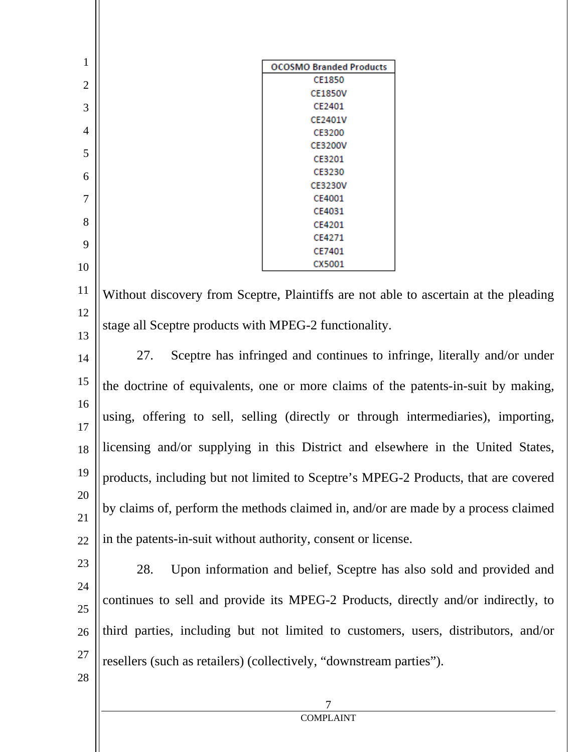| OCOSMO Branded Products |
| --- |
| CE1850 |
| CE1850V |
| CE2401 |
| CE2401V |
| CE3200 |
| CE3200V |
| CE3201 |
| CE3230 |
| CE3230V |
| CE4001 |
| CE4031 |
| CE4201 |
| CE4271 |
| CE7401 |
| CX5001 |

Without discovery from Sceptre, Plaintiffs are not able to ascertain at the pleading stage all Sceptre products with MPEG-2 functionality.

27. Sceptre has infringed and continues to infringe, literally and/or under the doctrine of equivalents, one or more claims of the patents-in-suit by making, using, offering to sell, selling (directly or through intermediaries), importing, licensing and/or supplying in this District and elsewhere in the United States, products, including but not limited to Sceptre's MPEG-2 Products, that are covered by claims of, perform the methods claimed in, and/or are made by a process claimed in the patents-in-suit without authority, consent or license.

28. Upon information and belief, Sceptre has also sold and provided and continues to sell and provide its MPEG-2 Products, directly and/or indirectly, to third parties, including but not limited to customers, users, distributors, and/or resellers (such as retailers) (collectively, "downstream parties").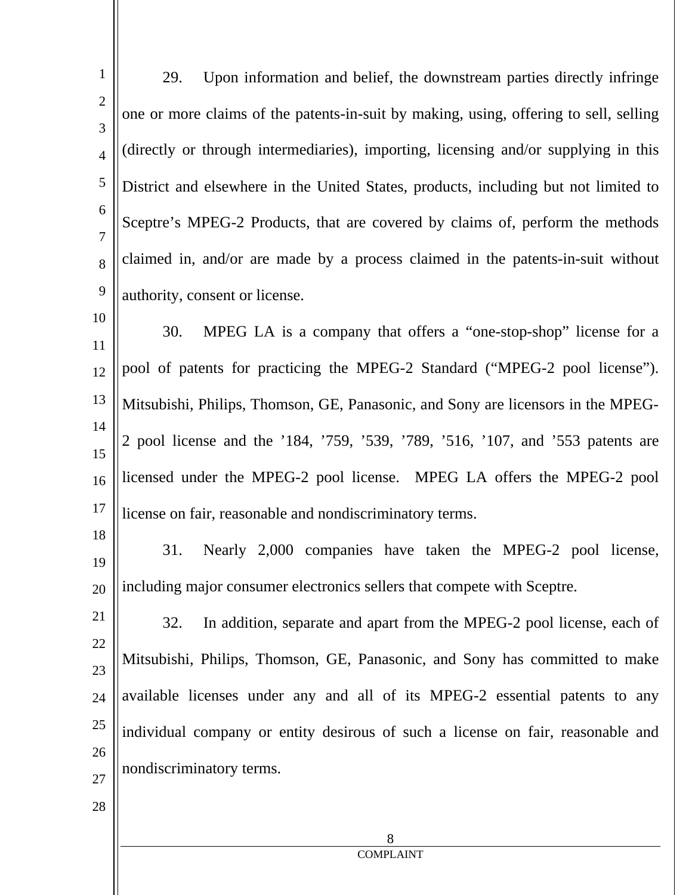29. Upon information and belief, the downstream parties directly infringe one or more claims of the patents-in-suit by making, using, offering to sell, selling (directly or through intermediaries), importing, licensing and/or supplying in this District and elsewhere in the United States, products, including but not limited to Sceptre's MPEG-2 Products, that are covered by claims of, perform the methods claimed in, and/or are made by a process claimed in the patents-in-suit without authority, consent or license.

30. MPEG LA is a company that offers a "one-stop-shop" license for a pool of patents for practicing the MPEG-2 Standard ("MPEG-2 pool license"). Mitsubishi, Philips, Thomson, GE, Panasonic, and Sony are licensors in the MPEG-2 pool license and the '184, '759, '539, '789, '516, '107, and '553 patents are licensed under the MPEG-2 pool license. MPEG LA offers the MPEG-2 pool license on fair, reasonable and nondiscriminatory terms.

31. Nearly 2,000 companies have taken the MPEG-2 pool license, including major consumer electronics sellers that compete with Sceptre.

32. In addition, separate and apart from the MPEG-2 pool license, each of Mitsubishi, Philips, Thomson, GE, Panasonic, and Sony has committed to make available licenses under any and all of its MPEG-2 essential patents to any individual company or entity desirous of such a license on fair, reasonable and nondiscriminatory terms.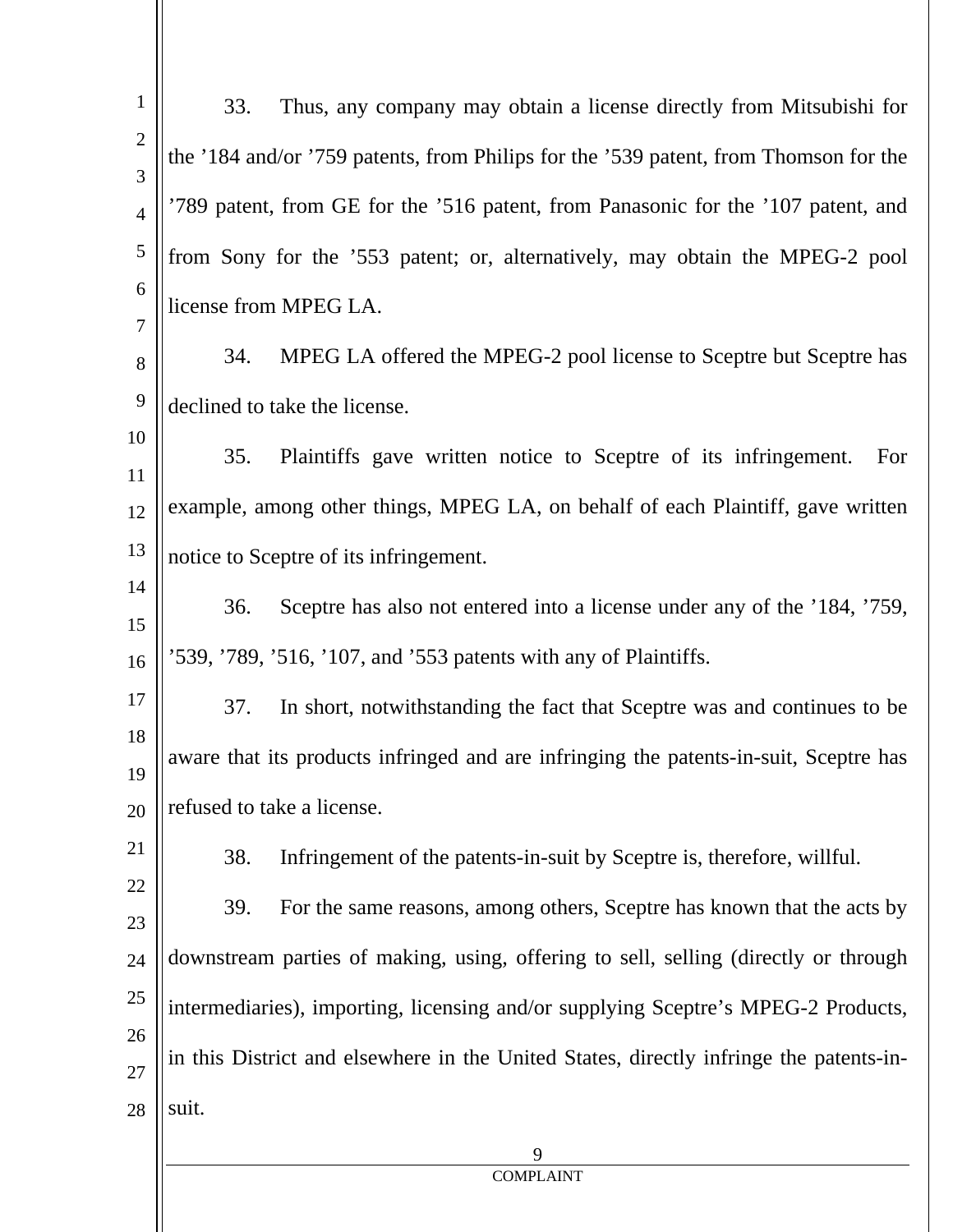33. Thus, any company may obtain a license directly from Mitsubishi for the ’184 and/or ’759 patents, from Philips for the ’539 patent, from Thomson for the ’789 patent, from GE for the ’516 patent, from Panasonic for the ’107 patent, and from Sony for the ’553 patent; or, alternatively, may obtain the MPEG-2 pool license from MPEG LA.

34. MPEG LA offered the MPEG-2 pool license to Sceptre but Sceptre has declined to take the license.

35. Plaintiffs gave written notice to Sceptre of its infringement. For example, among other things, MPEG LA, on behalf of each Plaintiff, gave written notice to Sceptre of its infringement.

36. Sceptre has also not entered into a license under any of the ’184, ’759, ’539, ’789, ’516, ’107, and ’553 patents with any of Plaintiffs.

37. In short, notwithstanding the fact that Sceptre was and continues to be aware that its products infringed and are infringing the patents-in-suit, Sceptre has refused to take a license.

38. Infringement of the patents-in-suit by Sceptre is, therefore, willful.

39. For the same reasons, among others, Sceptre has known that the acts by downstream parties of making, using, offering to sell, selling (directly or through intermediaries), importing, licensing and/or supplying Sceptre’s MPEG-2 Products, in this District and elsewhere in the United States, directly infringe the patents-in-suit.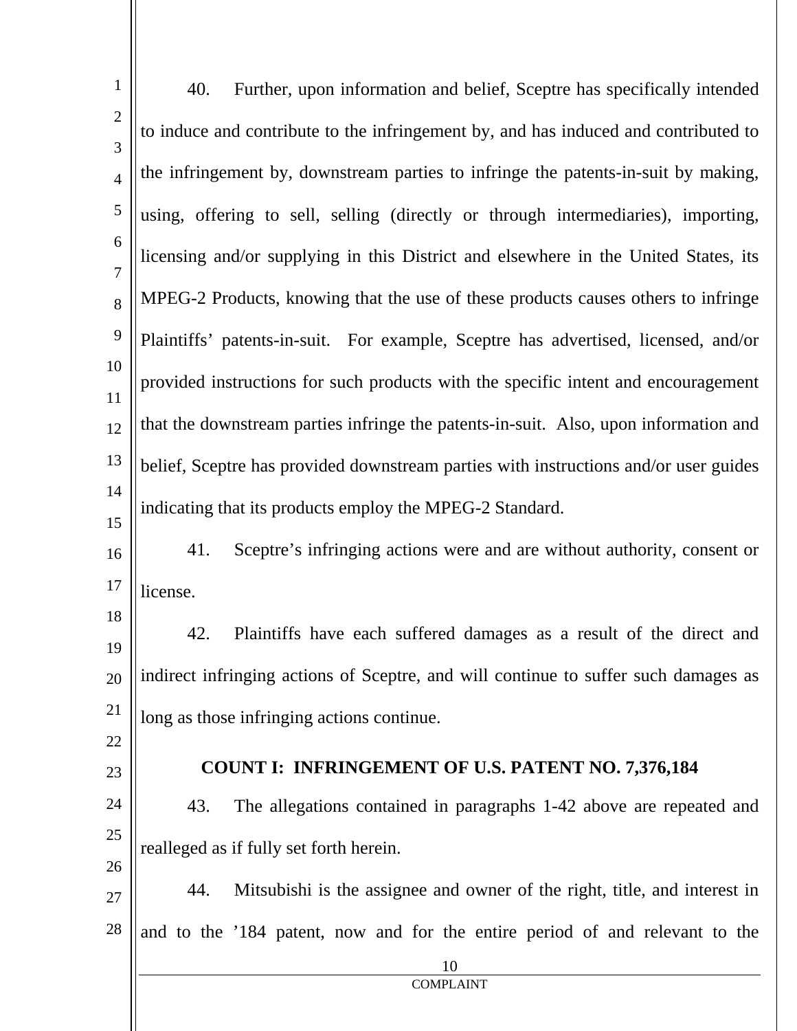40. Further, upon information and belief, Sceptre has specifically intended to induce and contribute to the infringement by, and has induced and contributed to the infringement by, downstream parties to infringe the patents-in-suit by making, using, offering to sell, selling (directly or through intermediaries), importing, licensing and/or supplying in this District and elsewhere in the United States, its MPEG-2 Products, knowing that the use of these products causes others to infringe Plaintiffs' patents-in-suit. For example, Sceptre has advertised, licensed, and/or provided instructions for such products with the specific intent and encouragement that the downstream parties infringe the patents-in-suit. Also, upon information and belief, Sceptre has provided downstream parties with instructions and/or user guides indicating that its products employ the MPEG-2 Standard.

41. Sceptre's infringing actions were and are without authority, consent or license.

42. Plaintiffs have each suffered damages as a result of the direct and indirect infringing actions of Sceptre, and will continue to suffer such damages as long as those infringing actions continue.

## COUNT I: INFRINGEMENT OF U.S. PATENT NO. 7,376,184

43. The allegations contained in paragraphs 1-42 above are repeated and realleged as if fully set forth herein.

44. Mitsubishi is the assignee and owner of the right, title, and interest in and to the '184 patent, now and for the entire period of and relevant to the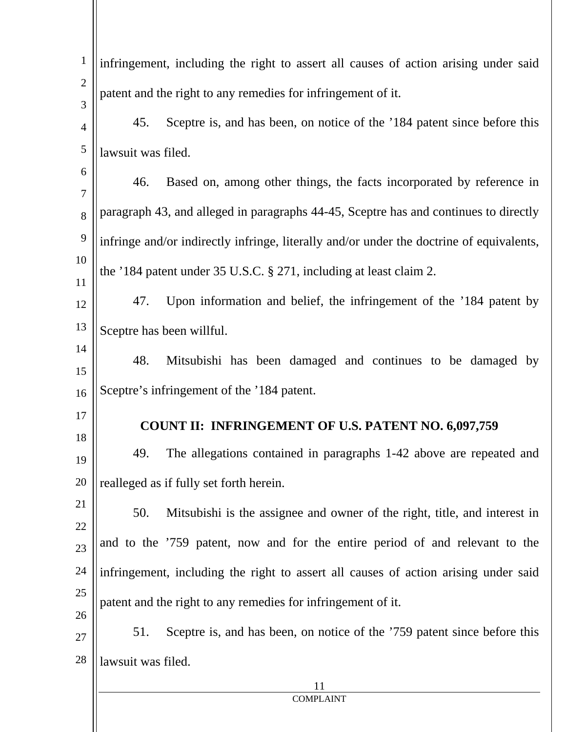infringement, including the right to assert all causes of action arising under said patent and the right to any remedies for infringement of it.

45. Sceptre is, and has been, on notice of the ’184 patent since before this lawsuit was filed.

46. Based on, among other things, the facts incorporated by reference in paragraph 43, and alleged in paragraphs 44-45, Sceptre has and continues to directly infringe and/or indirectly infringe, literally and/or under the doctrine of equivalents, the ’184 patent under 35 U.S.C. § 271, including at least claim 2.

47. Upon information and belief, the infringement of the ’184 patent by Sceptre has been willful.

48. Mitsubishi has been damaged and continues to be damaged by Sceptre’s infringement of the ’184 patent.

**COUNT II: INFRINGEMENT OF U.S. PATENT NO. 6,097,759**

49. The allegations contained in paragraphs 1-42 above are repeated and realleged as if fully set forth herein.

50. Mitsubishi is the assignee and owner of the right, title, and interest in and to the ’759 patent, now and for the entire period of and relevant to the infringement, including the right to assert all causes of action arising under said patent and the right to any remedies for infringement of it.

51. Sceptre is, and has been, on notice of the ’759 patent since before this lawsuit was filed.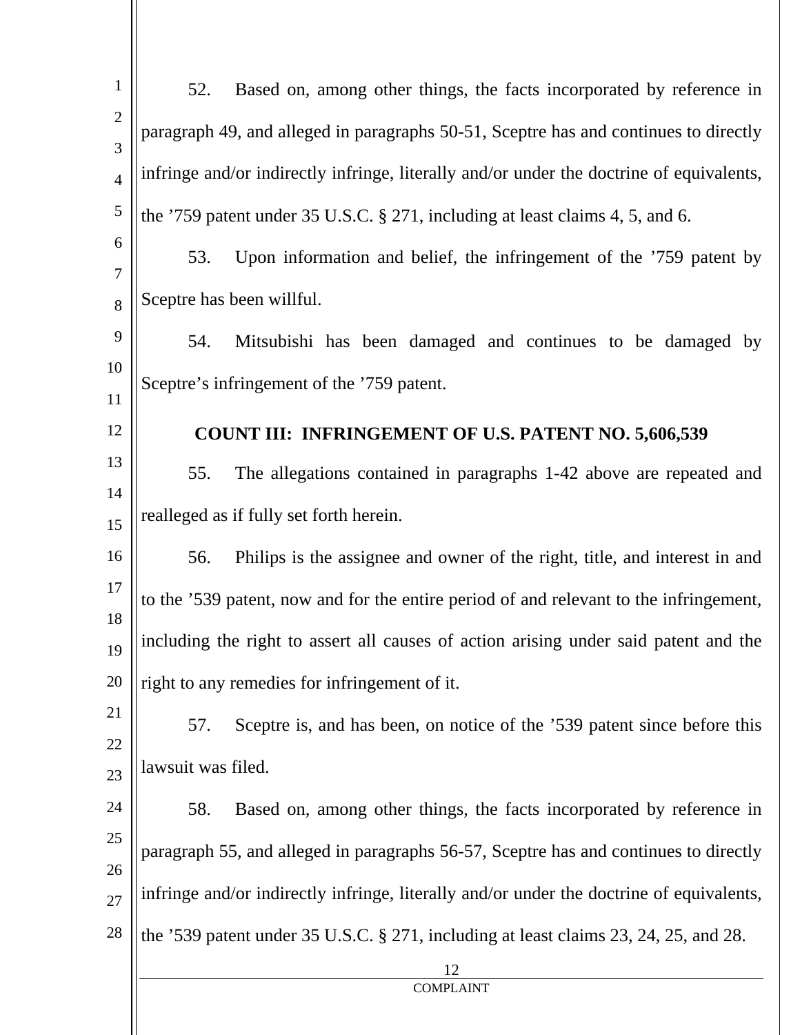52. Based on, among other things, the facts incorporated by reference in paragraph 49, and alleged in paragraphs 50-51, Sceptre has and continues to directly infringe and/or indirectly infringe, literally and/or under the doctrine of equivalents, the ’759 patent under 35 U.S.C. § 271, including at least claims 4, 5, and 6.

53. Upon information and belief, the infringement of the ’759 patent by Sceptre has been willful.

54. Mitsubishi has been damaged and continues to be damaged by Sceptre’s infringement of the ’759 patent.

## COUNT III: INFRINGEMENT OF U.S. PATENT NO. 5,606,539

55. The allegations contained in paragraphs 1-42 above are repeated and realleged as if fully set forth herein.

56. Philips is the assignee and owner of the right, title, and interest in and to the ’539 patent, now and for the entire period of and relevant to the infringement, including the right to assert all causes of action arising under said patent and the right to any remedies for infringement of it.

57. Sceptre is, and has been, on notice of the ’539 patent since before this lawsuit was filed.

58. Based on, among other things, the facts incorporated by reference in paragraph 55, and alleged in paragraphs 56-57, Sceptre has and continues to directly infringe and/or indirectly infringe, literally and/or under the doctrine of equivalents, the ’539 patent under 35 U.S.C. § 271, including at least claims 23, 24, 25, and 28.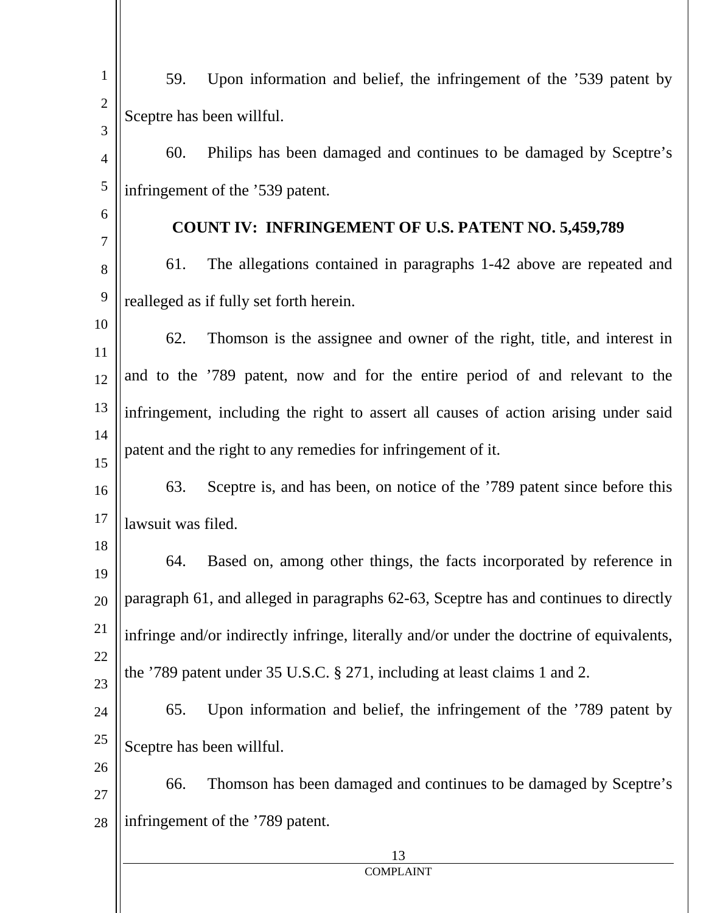59. Upon information and belief, the infringement of the ’539 patent by Sceptre has been willful.

60. Philips has been damaged and continues to be damaged by Sceptre’s infringement of the ’539 patent.

**COUNT IV: INFRINGEMENT OF U.S. PATENT NO. 5,459,789**

61. The allegations contained in paragraphs 1-42 above are repeated and realleged as if fully set forth herein.

62. Thomson is the assignee and owner of the right, title, and interest in and to the ’789 patent, now and for the entire period of and relevant to the infringement, including the right to assert all causes of action arising under said patent and the right to any remedies for infringement of it.

63. Sceptre is, and has been, on notice of the ’789 patent since before this lawsuit was filed.

64. Based on, among other things, the facts incorporated by reference in paragraph 61, and alleged in paragraphs 62-63, Sceptre has and continues to directly infringe and/or indirectly infringe, literally and/or under the doctrine of equivalents, the ’789 patent under 35 U.S.C. § 271, including at least claims 1 and 2.

65. Upon information and belief, the infringement of the ’789 patent by Sceptre has been willful.

66. Thomson has been damaged and continues to be damaged by Sceptre’s infringement of the ’789 patent.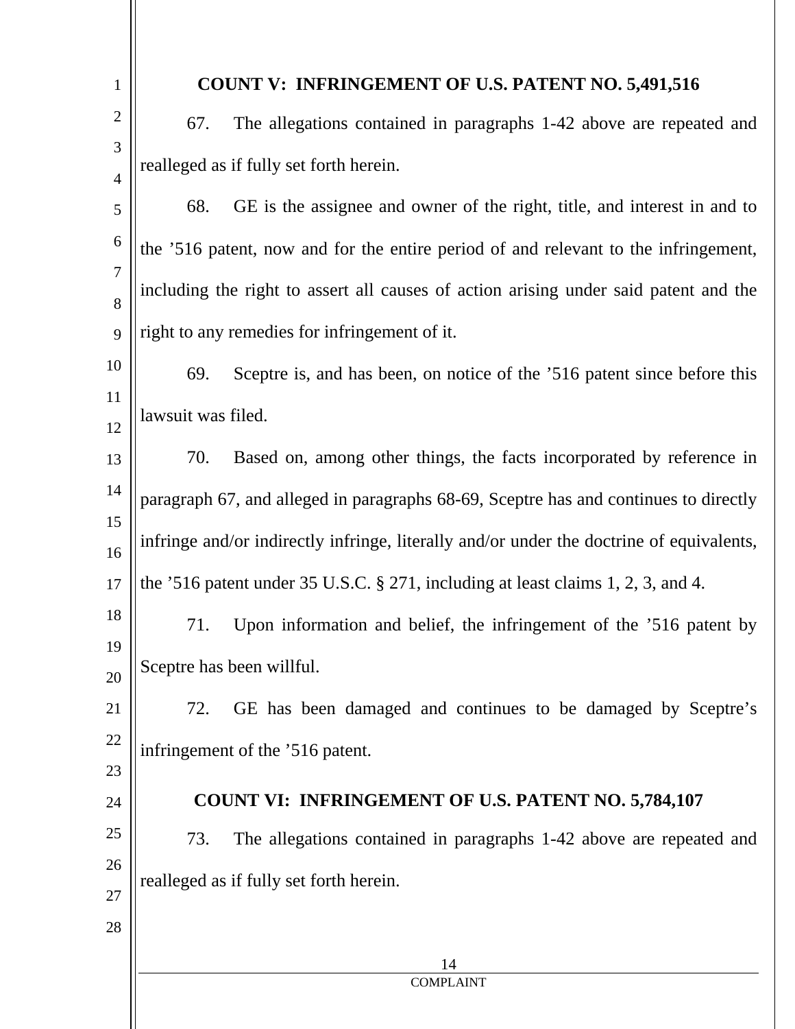## COUNT V: INFRINGEMENT OF U.S. PATENT NO. 5,491,516

67. The allegations contained in paragraphs 1-42 above are repeated and realleged as if fully set forth herein.

68. GE is the assignee and owner of the right, title, and interest in and to the ’516 patent, now and for the entire period of and relevant to the infringement, including the right to assert all causes of action arising under said patent and the right to any remedies for infringement of it.

69. Sceptre is, and has been, on notice of the ’516 patent since before this lawsuit was filed.

70. Based on, among other things, the facts incorporated by reference in paragraph 67, and alleged in paragraphs 68-69, Sceptre has and continues to directly infringe and/or indirectly infringe, literally and/or under the doctrine of equivalents, the ’516 patent under 35 U.S.C. § 271, including at least claims 1, 2, 3, and 4.

71. Upon information and belief, the infringement of the ’516 patent by Sceptre has been willful.

72. GE has been damaged and continues to be damaged by Sceptre’s infringement of the ’516 patent.

## COUNT VI: INFRINGEMENT OF U.S. PATENT NO. 5,784,107

73. The allegations contained in paragraphs 1-42 above are repeated and realleged as if fully set forth herein.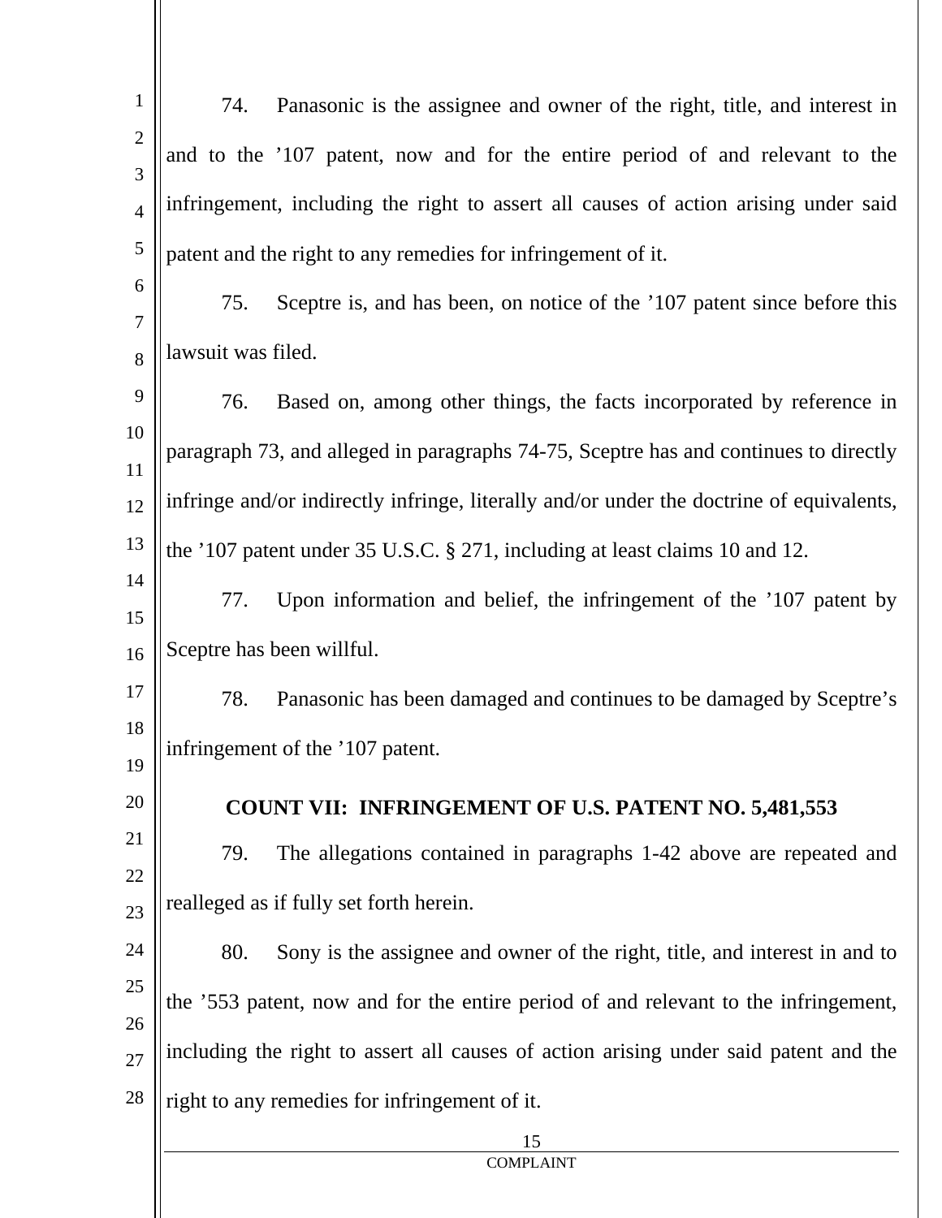74. Panasonic is the assignee and owner of the right, title, and interest in and to the ’107 patent, now and for the entire period of and relevant to the infringement, including the right to assert all causes of action arising under said patent and the right to any remedies for infringement of it.

75. Sceptre is, and has been, on notice of the ’107 patent since before this lawsuit was filed.

76. Based on, among other things, the facts incorporated by reference in paragraph 73, and alleged in paragraphs 74-75, Sceptre has and continues to directly infringe and/or indirectly infringe, literally and/or under the doctrine of equivalents, the ’107 patent under 35 U.S.C. § 271, including at least claims 10 and 12.

77. Upon information and belief, the infringement of the ’107 patent by Sceptre has been willful.

78. Panasonic has been damaged and continues to be damaged by Sceptre’s infringement of the ’107 patent.

## COUNT VII: INFRINGEMENT OF U.S. PATENT NO. 5,481,553

79. The allegations contained in paragraphs 1-42 above are repeated and realleged as if fully set forth herein.

80. Sony is the assignee and owner of the right, title, and interest in and to the ’553 patent, now and for the entire period of and relevant to the infringement, including the right to assert all causes of action arising under said patent and the right to any remedies for infringement of it.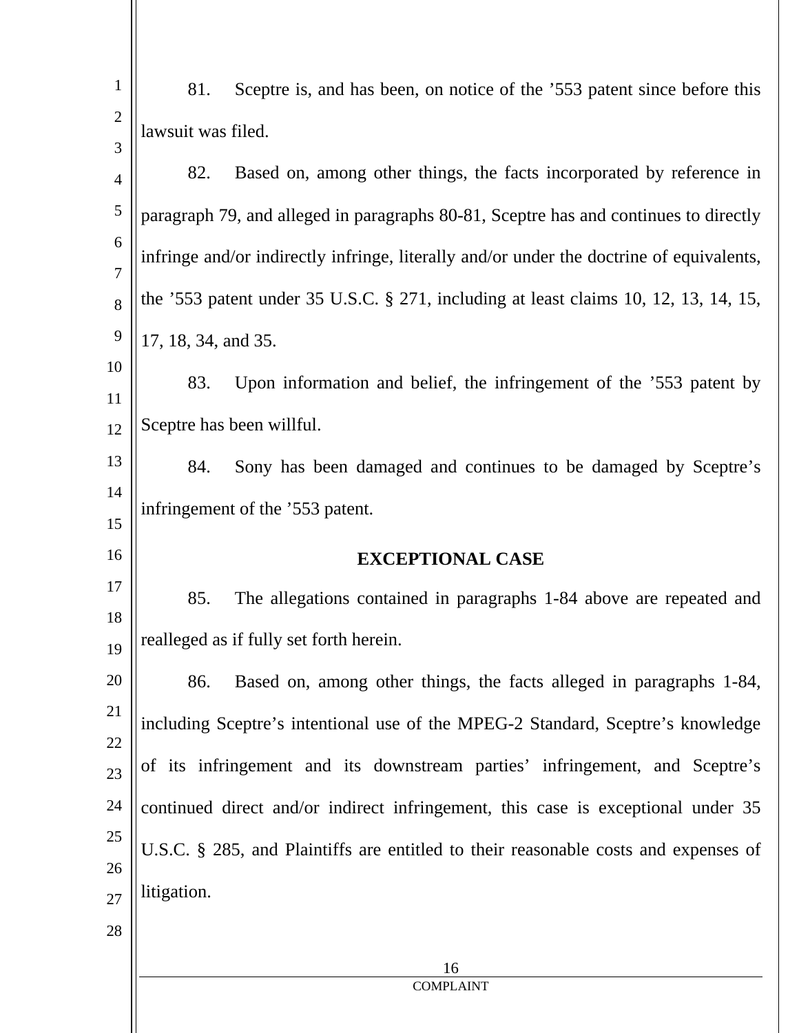81. Sceptre is, and has been, on notice of the ’553 patent since before this lawsuit was filed.

82. Based on, among other things, the facts incorporated by reference in paragraph 79, and alleged in paragraphs 80-81, Sceptre has and continues to directly infringe and/or indirectly infringe, literally and/or under the doctrine of equivalents, the ’553 patent under 35 U.S.C. § 271, including at least claims 10, 12, 13, 14, 15, 17, 18, 34, and 35.

83. Upon information and belief, the infringement of the ’553 patent by Sceptre has been willful.

84. Sony has been damaged and continues to be damaged by Sceptre’s infringement of the ’553 patent.

## EXCEPTIONAL CASE

85. The allegations contained in paragraphs 1-84 above are repeated and realleged as if fully set forth herein.

86. Based on, among other things, the facts alleged in paragraphs 1-84, including Sceptre’s intentional use of the MPEG-2 Standard, Sceptre’s knowledge of its infringement and its downstream parties’ infringement, and Sceptre’s continued direct and/or indirect infringement, this case is exceptional under 35 U.S.C. § 285, and Plaintiffs are entitled to their reasonable costs and expenses of litigation.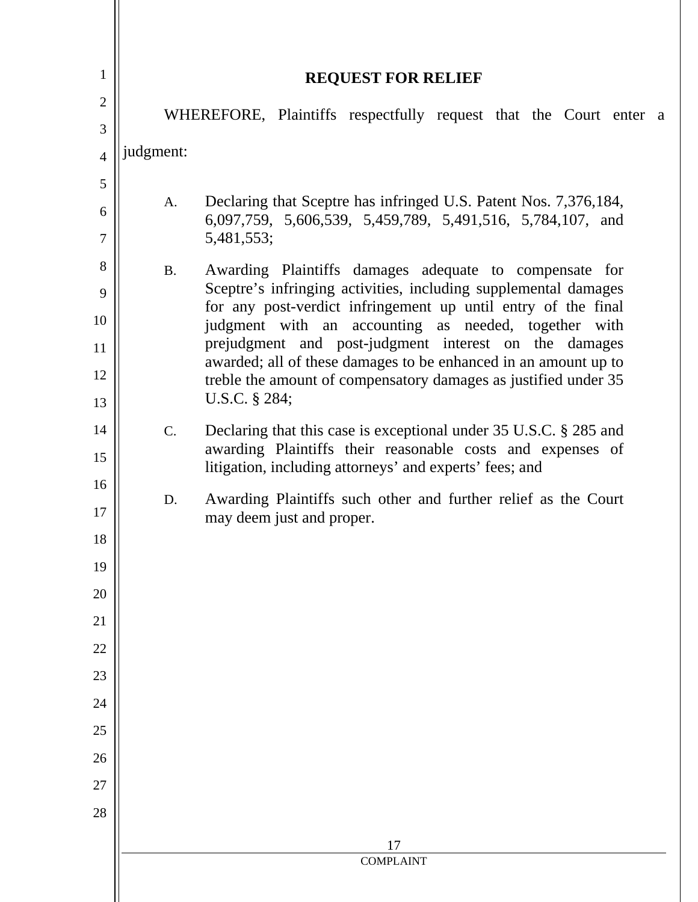## REQUEST FOR RELIEF

WHEREFORE, Plaintiffs respectfully request that the Court enter a judgment:

A. Declaring that Sceptre has infringed U.S. Patent Nos. 7,376,184, 6,097,759, 5,606,539, 5,459,789, 5,491,516, 5,784,107, and 5,481,553;

B. Awarding Plaintiffs damages adequate to compensate for Sceptre's infringing activities, including supplemental damages for any post-verdict infringement up until entry of the final judgment with an accounting as needed, together with prejudgment and post-judgment interest on the damages awarded; all of these damages to be enhanced in an amount up to treble the amount of compensatory damages as justified under 35 U.S.C. § 284;

C. Declaring that this case is exceptional under 35 U.S.C. § 285 and awarding Plaintiffs their reasonable costs and expenses of litigation, including attorneys' and experts' fees; and

D. Awarding Plaintiffs such other and further relief as the Court may deem just and proper.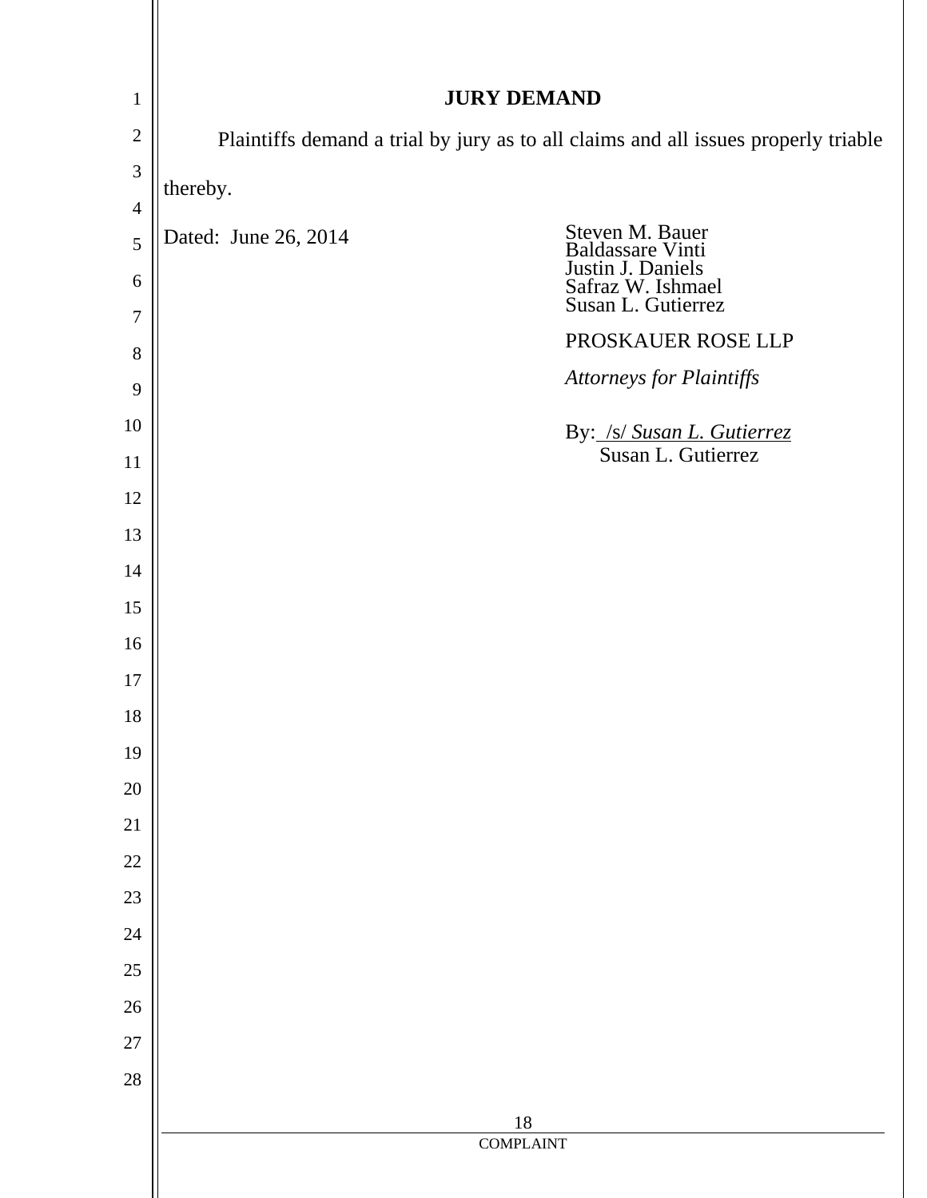## JURY DEMAND

Plaintiffs demand a trial by jury as to all claims and all issues properly triable thereby.

Dated: June 26, 2014

Steven M. Bauer
Baldassare Vinti
Justin J. Daniels
Safraz W. Ishmael
Susan L. Gutierrez

PROSKAUER ROSE LLP

*Attorneys for Plaintiffs*

By: /s/ *Susan L. Gutierrez*
Susan L. Gutierrez